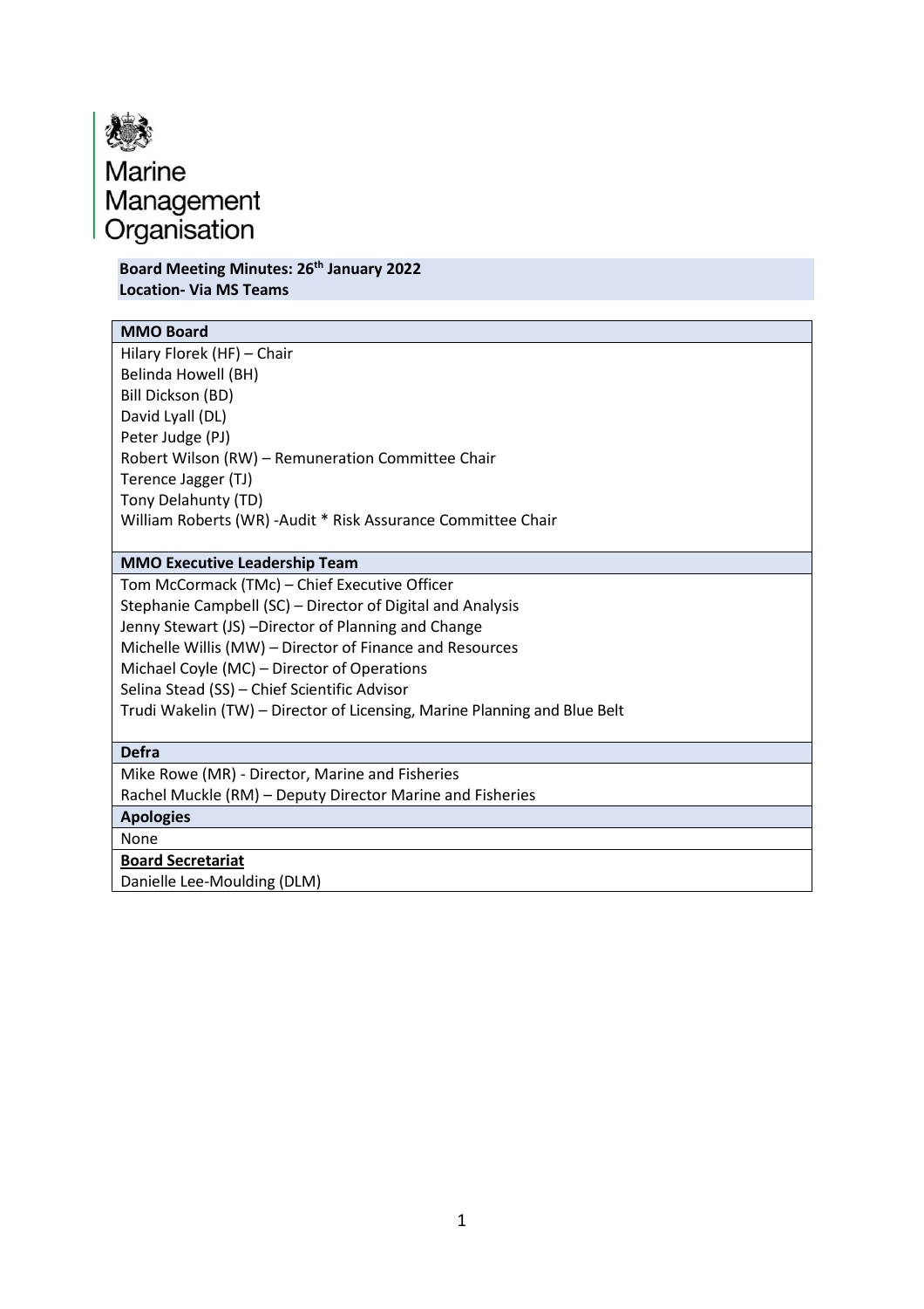Marine Management Organisation

**Board Meeting Minutes: 26th January 2022**
**Location- Via MS Teams**

| **MMO Board** |
| --- |
| Hilary Florek (HF) – Chair<br>Belinda Howell (BH)<br>Bill Dickson (BD)<br>David Lyall (DL)<br>Peter Judge (PJ)<br>Robert Wilson (RW) – Remuneration Committee Chair<br>Terence Jagger (TJ)<br>Tony Delahunty (TD)<br>William Roberts (WR) -Audit * Risk Assurance Committee Chair |
| **MMO Executive Leadership Team** |
| Tom McCormack (TMc) – Chief Executive Officer<br>Stephanie Campbell (SC) – Director of Digital and Analysis<br>Jenny Stewart (JS) –Director of Planning and Change<br>Michelle Willis (MW) – Director of Finance and Resources<br>Michael Coyle (MC) – Director of Operations<br>Selina Stead (SS) – Chief Scientific Advisor<br>Trudi Wakelin (TW) – Director of Licensing, Marine Planning and Blue Belt |
| **Defra** |
| Mike Rowe (MR) - Director, Marine and Fisheries<br>Rachel Muckle (RM) – Deputy Director Marine and Fisheries |
| **Apologies** |
| None |
| **Board Secretariat** |
| Danielle Lee-Moulding (DLM) |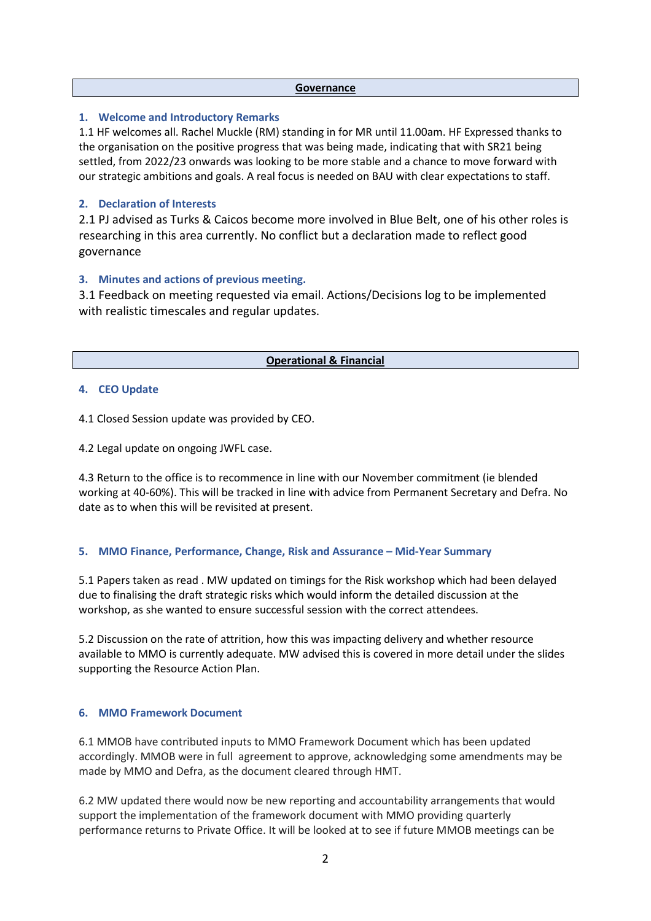## Governance

### 1. Welcome and Introductory Remarks

1.1 HF welcomes all. Rachel Muckle (RM) standing in for MR until 11.00am. HF Expressed thanks to the organisation on the positive progress that was being made, indicating that with SR21 being settled, from 2022/23 onwards was looking to be more stable and a chance to move forward with our strategic ambitions and goals. A real focus is needed on BAU with clear expectations to staff.

### 2. Declaration of Interests

2.1 PJ advised as Turks & Caicos become more involved in Blue Belt, one of his other roles is researching in this area currently. No conflict but a declaration made to reflect good governance

### 3. Minutes and actions of previous meeting.

3.1 Feedback on meeting requested via email. Actions/Decisions log to be implemented with realistic timescales and regular updates.

## Operational & Financial

### 4. CEO Update

4.1 Closed Session update was provided by CEO.

4.2 Legal update on ongoing JWFL case.

4.3 Return to the office is to recommence in line with our November commitment (ie blended working at 40-60%). This will be tracked in line with advice from Permanent Secretary and Defra. No date as to when this will be revisited at present.

### 5. MMO Finance, Performance, Change, Risk and Assurance – Mid-Year Summary

5.1 Papers taken as read . MW updated on timings for the Risk workshop which had been delayed due to finalising the draft strategic risks which would inform the detailed discussion at the workshop, as she wanted to ensure successful session with the correct attendees.

5.2 Discussion on the rate of attrition, how this was impacting delivery and whether resource available to MMO is currently adequate. MW advised this is covered in more detail under the slides supporting the Resource Action Plan.

### 6. MMO Framework Document

6.1 MMOB have contributed inputs to MMO Framework Document which has been updated accordingly. MMOB were in full agreement to approve, acknowledging some amendments may be made by MMO and Defra, as the document cleared through HMT.

6.2 MW updated there would now be new reporting and accountability arrangements that would support the implementation of the framework document with MMO providing quarterly performance returns to Private Office. It will be looked at to see if future MMOB meetings can be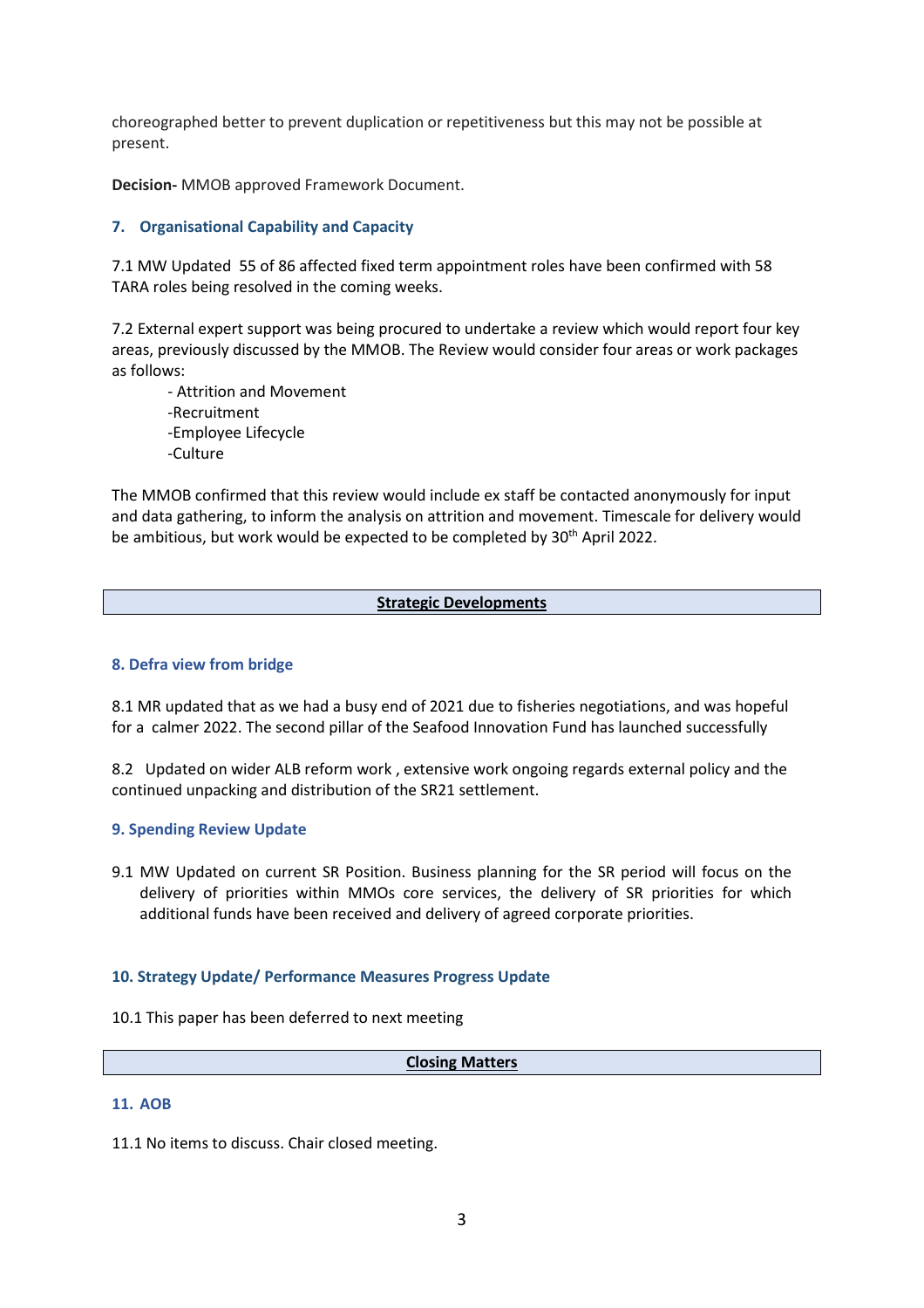choreographed better to prevent duplication or repetitiveness but this may not be possible at present.

**Decision-** MMOB approved Framework Document.

### 7. Organisational Capability and Capacity

7.1 MW Updated 55 of 86 affected fixed term appointment roles have been confirmed with 58 TARA roles being resolved in the coming weeks.

7.2 External expert support was being procured to undertake a review which would report four key areas, previously discussed by the MMOB. The Review would consider four areas or work packages as follows:

- Attrition and Movement
- Recruitment
- Employee Lifecycle
- Culture

The MMOB confirmed that this review would include ex staff be contacted anonymously for input and data gathering, to inform the analysis on attrition and movement. Timescale for delivery would be ambitious, but work would be expected to be completed by 30th April 2022.

## Strategic Developments

### 8. Defra view from bridge

8.1 MR updated that as we had a busy end of 2021 due to fisheries negotiations, and was hopeful for a calmer 2022. The second pillar of the Seafood Innovation Fund has launched successfully

8.2 Updated on wider ALB reform work , extensive work ongoing regards external policy and the continued unpacking and distribution of the SR21 settlement.

### 9. Spending Review Update

9.1 MW Updated on current SR Position. Business planning for the SR period will focus on the delivery of priorities within MMOs core services, the delivery of SR priorities for which additional funds have been received and delivery of agreed corporate priorities.

### 10. Strategy Update/ Performance Measures Progress Update

10.1 This paper has been deferred to next meeting

## Closing Matters

### 11. AOB

11.1 No items to discuss. Chair closed meeting.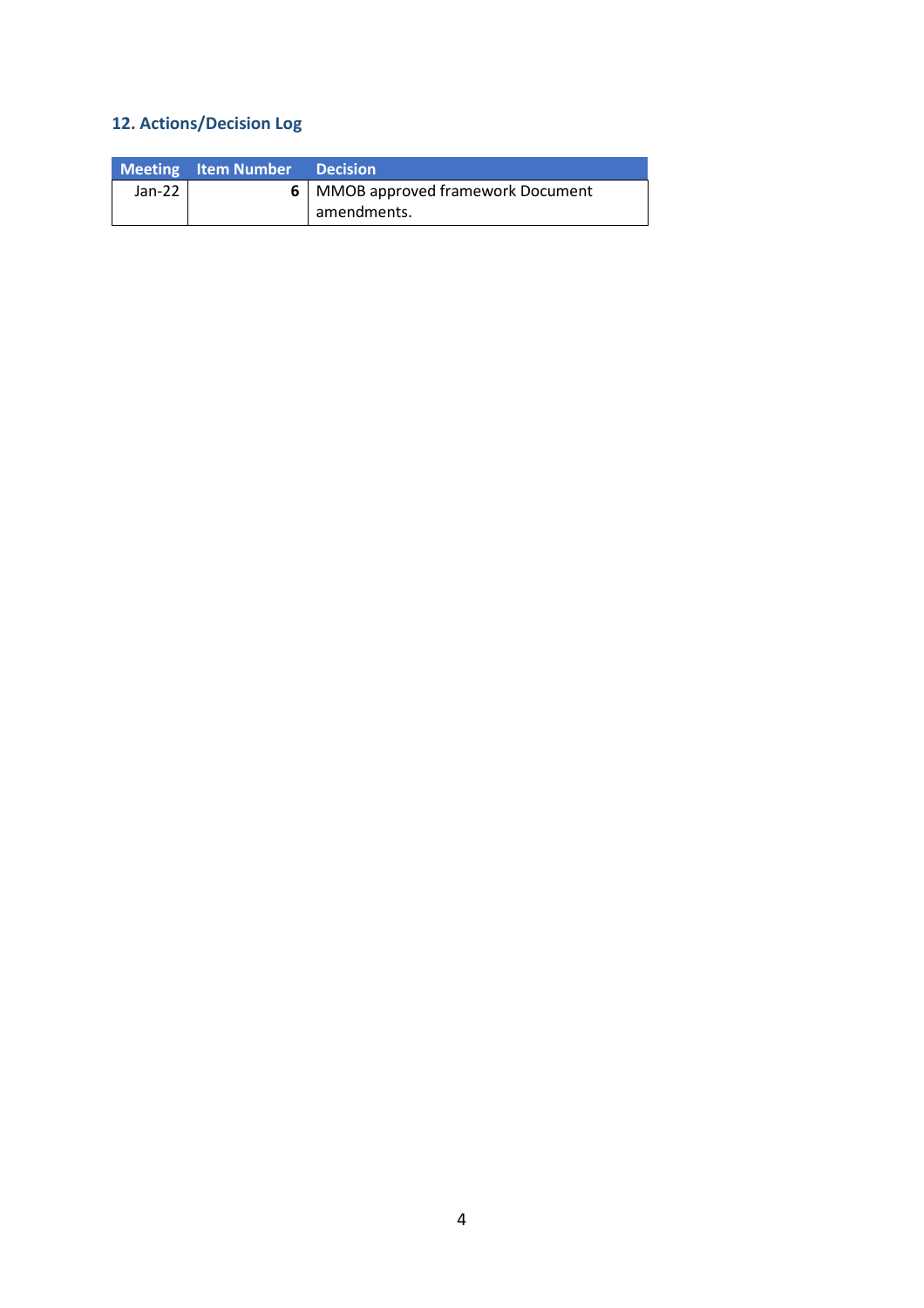## 12. Actions/Decision Log

| Meeting | Item Number | Decision |
|---|---|---|
| Jan-22 | **6** | MMOB approved framework Document amendments. |